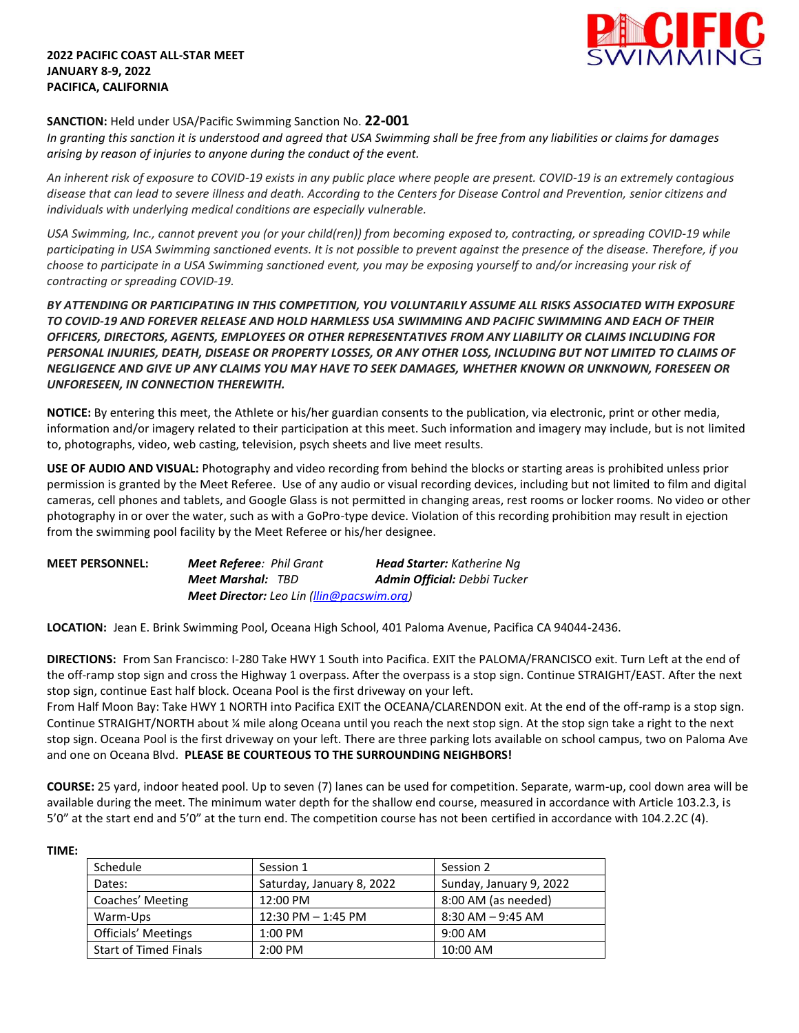**2022 PACIFIC COAST ALL-STAR MEET**
**JANUARY 8-9, 2022**
**PACIFICA, CALIFORNIA**

**SANCTION:** Held under USA/Pacific Swimming Sanction No. **22-001**
*In granting this sanction it is understood and agreed that USA Swimming shall be free from any liabilities or claims for damages arising by reason of injuries to anyone during the conduct of the event.*

*An inherent risk of exposure to COVID-19 exists in any public place where people are present. COVID-19 is an extremely contagious disease that can lead to severe illness and death. According to the Centers for Disease Control and Prevention, senior citizens and individuals with underlying medical conditions are especially vulnerable.*

*USA Swimming, Inc., cannot prevent you (or your child(ren)) from becoming exposed to, contracting, or spreading COVID-19 while participating in USA Swimming sanctioned events. It is not possible to prevent against the presence of the disease. Therefore, if you choose to participate in a USA Swimming sanctioned event, you may be exposing yourself to and/or increasing your risk of contracting or spreading COVID-19.*

***BY ATTENDING OR PARTICIPATING IN THIS COMPETITION, YOU VOLUNTARILY ASSUME ALL RISKS ASSOCIATED WITH EXPOSURE TO COVID-19 AND FOREVER RELEASE AND HOLD HARMLESS USA SWIMMING AND PACIFIC SWIMMING AND EACH OF THEIR OFFICERS, DIRECTORS, AGENTS, EMPLOYEES OR OTHER REPRESENTATIVES FROM ANY LIABILITY OR CLAIMS INCLUDING FOR PERSONAL INJURIES, DEATH, DISEASE OR PROPERTY LOSSES, OR ANY OTHER LOSS, INCLUDING BUT NOT LIMITED TO CLAIMS OF NEGLIGENCE AND GIVE UP ANY CLAIMS YOU MAY HAVE TO SEEK DAMAGES, WHETHER KNOWN OR UNKNOWN, FORESEEN OR UNFORESEEN, IN CONNECTION THEREWITH.***

**NOTICE:** By entering this meet, the Athlete or his/her guardian consents to the publication, via electronic, print or other media, information and/or imagery related to their participation at this meet. Such information and imagery may include, but is not limited to, photographs, video, web casting, television, psych sheets and live meet results.

**USE OF AUDIO AND VISUAL:** Photography and video recording from behind the blocks or starting areas is prohibited unless prior permission is granted by the Meet Referee. Use of any audio or visual recording devices, including but not limited to film and digital cameras, cell phones and tablets, and Google Glass is not permitted in changing areas, rest rooms or locker rooms. No video or other photography in or over the water, such as with a GoPro-type device. Violation of this recording prohibition may result in ejection from the swimming pool facility by the Meet Referee or his/her designee.

**MEET PERSONNEL:** ***Meet Referee****: Phil Grant* ***Head Starter:*** *Katherine Ng*
***Meet Marshal:*** *TBD* ***Admin Official:*** *Debbi Tucker*
***Meet Director:*** *Leo Lin (llin@pacswim.org)*

**LOCATION:** Jean E. Brink Swimming Pool, Oceana High School, 401 Paloma Avenue, Pacifica CA 94044-2436.

**DIRECTIONS:** From San Francisco: I-280 Take HWY 1 South into Pacifica. EXIT the PALOMA/FRANCISCO exit. Turn Left at the end of the off-ramp stop sign and cross the Highway 1 overpass. After the overpass is a stop sign. Continue STRAIGHT/EAST. After the next stop sign, continue East half block. Oceana Pool is the first driveway on your left.
From Half Moon Bay: Take HWY 1 NORTH into Pacifica EXIT the OCEANA/CLARENDON exit. At the end of the off-ramp is a stop sign. Continue STRAIGHT/NORTH about ¼ mile along Oceana until you reach the next stop sign. At the stop sign take a right to the next stop sign. Oceana Pool is the first driveway on your left. There are three parking lots available on school campus, two on Paloma Ave and one on Oceana Blvd. **PLEASE BE COURTEOUS TO THE SURROUNDING NEIGHBORS!**

**COURSE:** 25 yard, indoor heated pool. Up to seven (7) lanes can be used for competition. Separate, warm-up, cool down area will be available during the meet. The minimum water depth for the shallow end course, measured in accordance with Article 103.2.3, is 5'0" at the start end and 5'0" at the turn end. The competition course has not been certified in accordance with 104.2.2C (4).

**TIME:**

| Schedule | Session 1 | Session 2 |
|---|---|---|
| Dates: | Saturday, January 8, 2022 | Sunday, January 9, 2022 |
| Coaches' Meeting | 12:00 PM | 8:00 AM (as needed) |
| Warm-Ups | 12:30 PM – 1:45 PM | 8:30 AM – 9:45 AM |
| Officials' Meetings | 1:00 PM | 9:00 AM |
| Start of Timed Finals | 2:00 PM | 10:00 AM |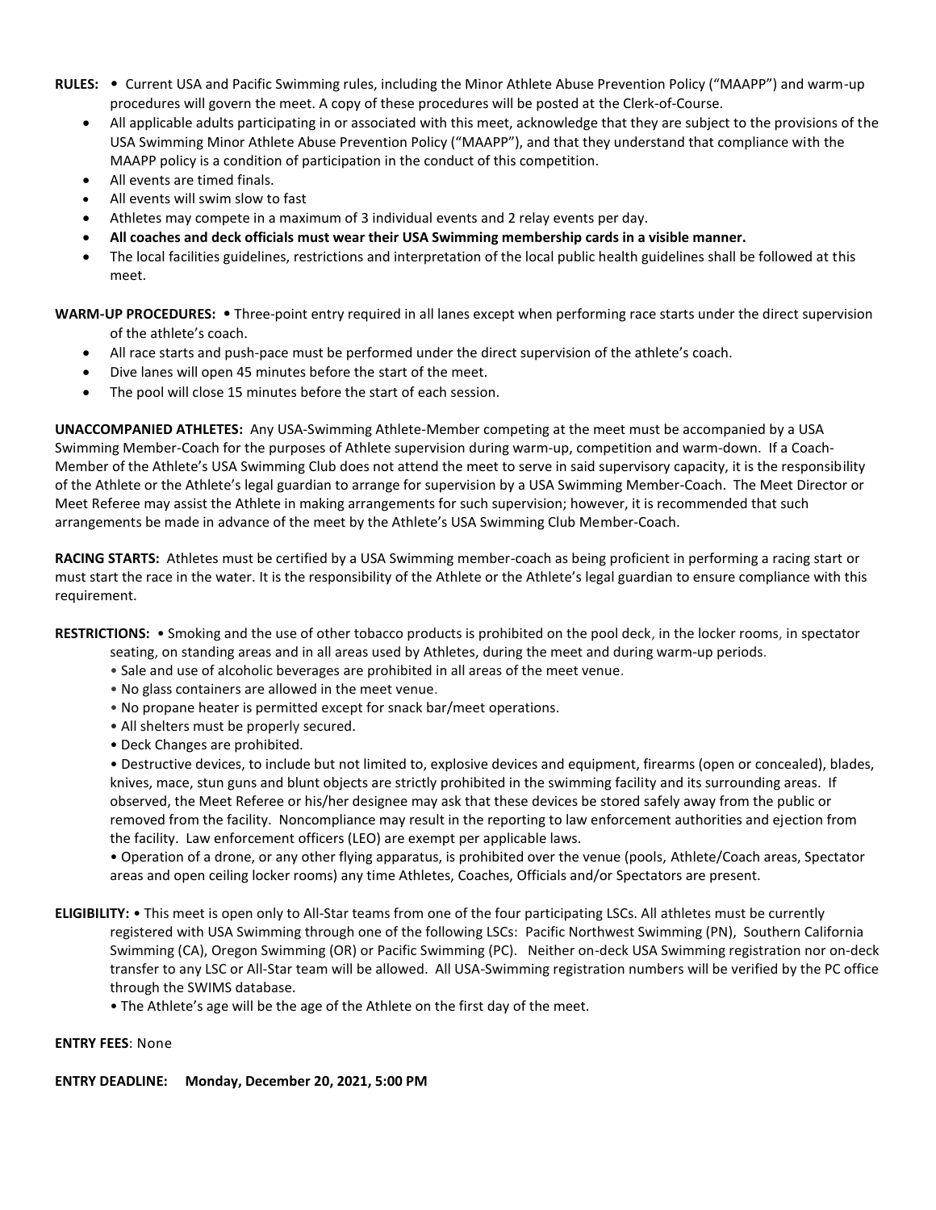**RULES:** • Current USA and Pacific Swimming rules, including the Minor Athlete Abuse Prevention Policy ("MAAPP") and warm-up procedures will govern the meet. A copy of these procedures will be posted at the Clerk-of-Course.

- All applicable adults participating in or associated with this meet, acknowledge that they are subject to the provisions of the USA Swimming Minor Athlete Abuse Prevention Policy ("MAAPP"), and that they understand that compliance with the MAAPP policy is a condition of participation in the conduct of this competition.
- All events are timed finals.
- All events will swim slow to fast
- Athletes may compete in a maximum of 3 individual events and 2 relay events per day.
- **All coaches and deck officials must wear their USA Swimming membership cards in a visible manner.**
- The local facilities guidelines, restrictions and interpretation of the local public health guidelines shall be followed at this meet.

**WARM-UP PROCEDURES:** • Three-point entry required in all lanes except when performing race starts under the direct supervision of the athlete's coach.

- All race starts and push-pace must be performed under the direct supervision of the athlete's coach.
- Dive lanes will open 45 minutes before the start of the meet.
- The pool will close 15 minutes before the start of each session.

**UNACCOMPANIED ATHLETES:** Any USA-Swimming Athlete-Member competing at the meet must be accompanied by a USA Swimming Member-Coach for the purposes of Athlete supervision during warm-up, competition and warm-down. If a Coach-Member of the Athlete's USA Swimming Club does not attend the meet to serve in said supervisory capacity, it is the responsibility of the Athlete or the Athlete's legal guardian to arrange for supervision by a USA Swimming Member-Coach. The Meet Director or Meet Referee may assist the Athlete in making arrangements for such supervision; however, it is recommended that such arrangements be made in advance of the meet by the Athlete's USA Swimming Club Member-Coach.

**RACING STARTS:** Athletes must be certified by a USA Swimming member-coach as being proficient in performing a racing start or must start the race in the water. It is the responsibility of the Athlete or the Athlete's legal guardian to ensure compliance with this requirement.

**RESTRICTIONS:** • Smoking and the use of other tobacco products is prohibited on the pool deck, in the locker rooms, in spectator seating, on standing areas and in all areas used by Athletes, during the meet and during warm-up periods.

- Sale and use of alcoholic beverages are prohibited in all areas of the meet venue.
- No glass containers are allowed in the meet venue.
- No propane heater is permitted except for snack bar/meet operations.
- All shelters must be properly secured.
- Deck Changes are prohibited.
- Destructive devices, to include but not limited to, explosive devices and equipment, firearms (open or concealed), blades, knives, mace, stun guns and blunt objects are strictly prohibited in the swimming facility and its surrounding areas. If observed, the Meet Referee or his/her designee may ask that these devices be stored safely away from the public or removed from the facility. Noncompliance may result in the reporting to law enforcement authorities and ejection from the facility. Law enforcement officers (LEO) are exempt per applicable laws.
- Operation of a drone, or any other flying apparatus, is prohibited over the venue (pools, Athlete/Coach areas, Spectator areas and open ceiling locker rooms) any time Athletes, Coaches, Officials and/or Spectators are present.

**ELIGIBILITY:** • This meet is open only to All-Star teams from one of the four participating LSCs. All athletes must be currently registered with USA Swimming through one of the following LSCs: Pacific Northwest Swimming (PN), Southern California Swimming (CA), Oregon Swimming (OR) or Pacific Swimming (PC). Neither on-deck USA Swimming registration nor on-deck transfer to any LSC or All-Star team will be allowed. All USA-Swimming registration numbers will be verified by the PC office through the SWIMS database.

- The Athlete's age will be the age of the Athlete on the first day of the meet.

**ENTRY FEES**: None

**ENTRY DEADLINE: Monday, December 20, 2021, 5:00 PM**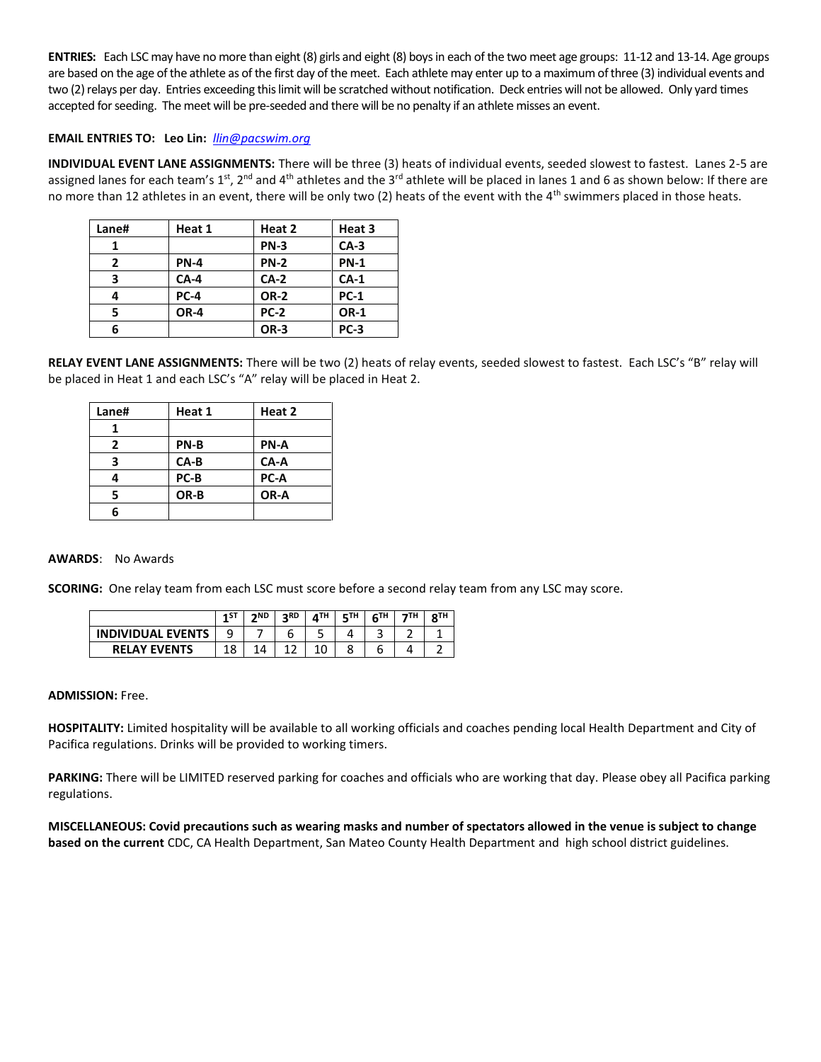**ENTRIES:** Each LSC may have no more than eight (8) girls and eight (8) boys in each of the two meet age groups: 11-12 and 13-14. Age groups are based on the age of the athlete as of the first day of the meet. Each athlete may enter up to a maximum of three (3) individual events and two (2) relays per day. Entries exceeding this limit will be scratched without notification. Deck entries will not be allowed. Only yard times accepted for seeding. The meet will be pre-seeded and there will be no penalty if an athlete misses an event.

**EMAIL ENTRIES TO: Leo Lin:** llin@pacswim.org

**INDIVIDUAL EVENT LANE ASSIGNMENTS:** There will be three (3) heats of individual events, seeded slowest to fastest. Lanes 2-5 are assigned lanes for each team's 1st, 2nd and 4th athletes and the 3rd athlete will be placed in lanes 1 and 6 as shown below: If there are no more than 12 athletes in an event, there will be only two (2) heats of the event with the 4th swimmers placed in those heats.

| Lane# | Heat 1 | Heat 2 | Heat 3 |
|---|---|---|---|
| 1 | | PN-3 | CA-3 |
| 2 | PN-4 | PN-2 | PN-1 |
| 3 | CA-4 | CA-2 | CA-1 |
| 4 | PC-4 | OR-2 | PC-1 |
| 5 | OR-4 | PC-2 | OR-1 |
| 6 | | OR-3 | PC-3 |

**RELAY EVENT LANE ASSIGNMENTS:** There will be two (2) heats of relay events, seeded slowest to fastest. Each LSC's "B" relay will be placed in Heat 1 and each LSC's "A" relay will be placed in Heat 2.

| Lane# | Heat 1 | Heat 2 |
|---|---|---|
| 1 | | |
| 2 | PN-B | PN-A |
| 3 | CA-B | CA-A |
| 4 | PC-B | PC-A |
| 5 | OR-B | OR-A |
| 6 | | |

**AWARDS**: No Awards

**SCORING:** One relay team from each LSC must score before a second relay team from any LSC may score.

| | 1ST | 2ND | 3RD | 4TH | 5TH | 6TH | 7TH | 8TH |
|---|---|---|---|---|---|---|---|---|
| INDIVIDUAL EVENTS | 9 | 7 | 6 | 5 | 4 | 3 | 2 | 1 |
| RELAY EVENTS | 18 | 14 | 12 | 10 | 8 | 6 | 4 | 2 |

**ADMISSION:** Free.

**HOSPITALITY:** Limited hospitality will be available to all working officials and coaches pending local Health Department and City of Pacifica regulations. Drinks will be provided to working timers.

**PARKING:** There will be LIMITED reserved parking for coaches and officials who are working that day. Please obey all Pacifica parking regulations.

**MISCELLANEOUS: Covid precautions such as wearing masks and number of spectators allowed in the venue is subject to change based on the current** CDC, CA Health Department, San Mateo County Health Department and high school district guidelines.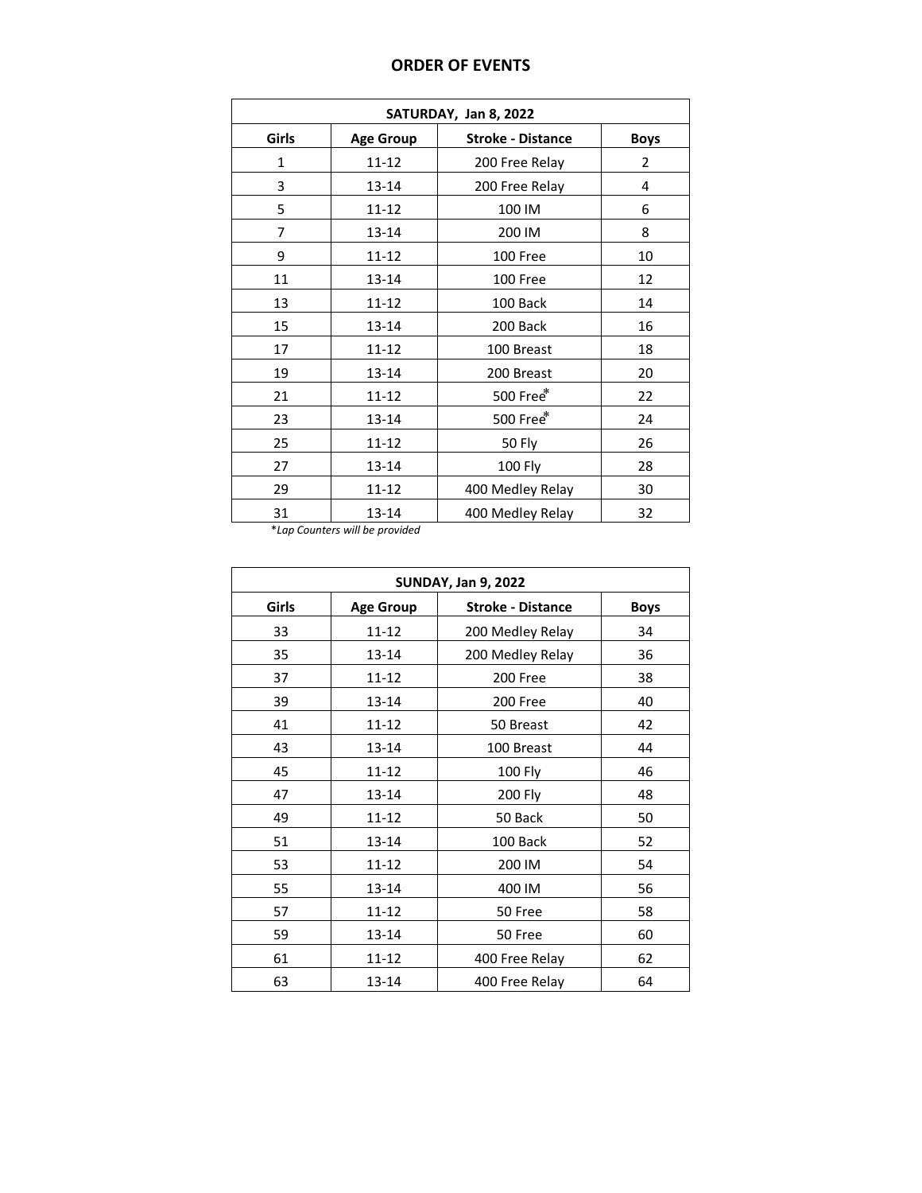# ORDER OF EVENTS

| SATURDAY, Jan 8, 2022 | | | |
|---|---|---|---|
| **Girls** | **Age Group** | **Stroke - Distance** | **Boys** |
| 1 | 11-12 | 200 Free Relay | 2 |
| 3 | 13-14 | 200 Free Relay | 4 |
| 5 | 11-12 | 100 IM | 6 |
| 7 | 13-14 | 200 IM | 8 |
| 9 | 11-12 | 100 Free | 10 |
| 11 | 13-14 | 100 Free | 12 |
| 13 | 11-12 | 100 Back | 14 |
| 15 | 13-14 | 200 Back | 16 |
| 17 | 11-12 | 100 Breast | 18 |
| 19 | 13-14 | 200 Breast | 20 |
| 21 | 11-12 | 500 Free* | 22 |
| 23 | 13-14 | 500 Free* | 24 |
| 25 | 11-12 | 50 Fly | 26 |
| 27 | 13-14 | 100 Fly | 28 |
| 29 | 11-12 | 400 Medley Relay | 30 |
| 31 | 13-14 | 400 Medley Relay | 32 |

**Lap Counters will be provided*

| SUNDAY, Jan 9, 2022 | | | |
|---|---|---|---|
| **Girls** | **Age Group** | **Stroke - Distance** | **Boys** |
| 33 | 11-12 | 200 Medley Relay | 34 |
| 35 | 13-14 | 200 Medley Relay | 36 |
| 37 | 11-12 | 200 Free | 38 |
| 39 | 13-14 | 200 Free | 40 |
| 41 | 11-12 | 50 Breast | 42 |
| 43 | 13-14 | 100 Breast | 44 |
| 45 | 11-12 | 100 Fly | 46 |
| 47 | 13-14 | 200 Fly | 48 |
| 49 | 11-12 | 50 Back | 50 |
| 51 | 13-14 | 100 Back | 52 |
| 53 | 11-12 | 200 IM | 54 |
| 55 | 13-14 | 400 IM | 56 |
| 57 | 11-12 | 50 Free | 58 |
| 59 | 13-14 | 50 Free | 60 |
| 61 | 11-12 | 400 Free Relay | 62 |
| 63 | 13-14 | 400 Free Relay | 64 |